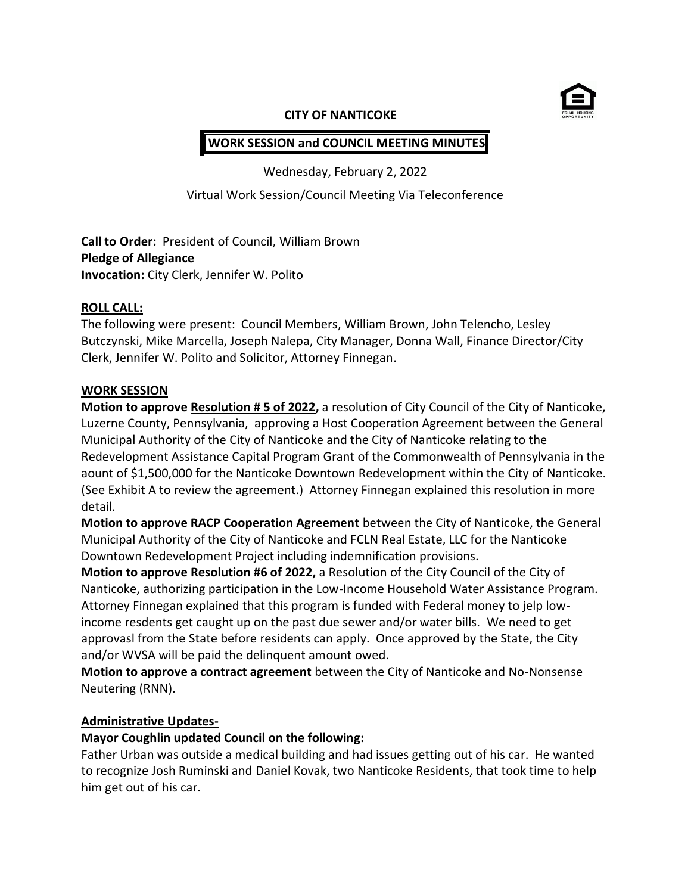**CITY OF NANTICOKE**

**WORK SESSION and COUNCIL MEETING MINUTES**

Wednesday, February 2, 2022

Virtual Work Session/Council Meeting Via Teleconference

**Call to Order:** President of Council, William Brown
**Pledge of Allegiance**
**Invocation:** City Clerk, Jennifer W. Polito

**ROLL CALL:**

The following were present: Council Members, William Brown, John Telencho, Lesley Butczynski, Mike Marcella, Joseph Nalepa, City Manager, Donna Wall, Finance Director/City Clerk, Jennifer W. Polito and Solicitor, Attorney Finnegan.

**WORK SESSION**

**Motion to approve Resolution # 5 of 2022,** a resolution of City Council of the City of Nanticoke, Luzerne County, Pennsylvania, approving a Host Cooperation Agreement between the General Municipal Authority of the City of Nanticoke and the City of Nanticoke relating to the Redevelopment Assistance Capital Program Grant of the Commonwealth of Pennsylvania in the aount of $1,500,000 for the Nanticoke Downtown Redevelopment within the City of Nanticoke. (See Exhibit A to review the agreement.) Attorney Finnegan explained this resolution in more detail.

**Motion to approve RACP Cooperation Agreement** between the City of Nanticoke, the General Municipal Authority of the City of Nanticoke and FCLN Real Estate, LLC for the Nanticoke Downtown Redevelopment Project including indemnification provisions.

**Motion to approve Resolution #6 of 2022,** a Resolution of the City Council of the City of Nanticoke, authorizing participation in the Low-Income Household Water Assistance Program. Attorney Finnegan explained that this program is funded with Federal money to jelp low-income resdents get caught up on the past due sewer and/or water bills. We need to get approvasl from the State before residents can apply. Once approved by the State, the City and/or WVSA will be paid the delinquent amount owed.

**Motion to approve a contract agreement** between the City of Nanticoke and No-Nonsense Neutering (RNN).

**Administrative Updates-**

**Mayor Coughlin updated Council on the following:**

Father Urban was outside a medical building and had issues getting out of his car. He wanted to recognize Josh Ruminski and Daniel Kovak, two Nanticoke Residents, that took time to help him get out of his car.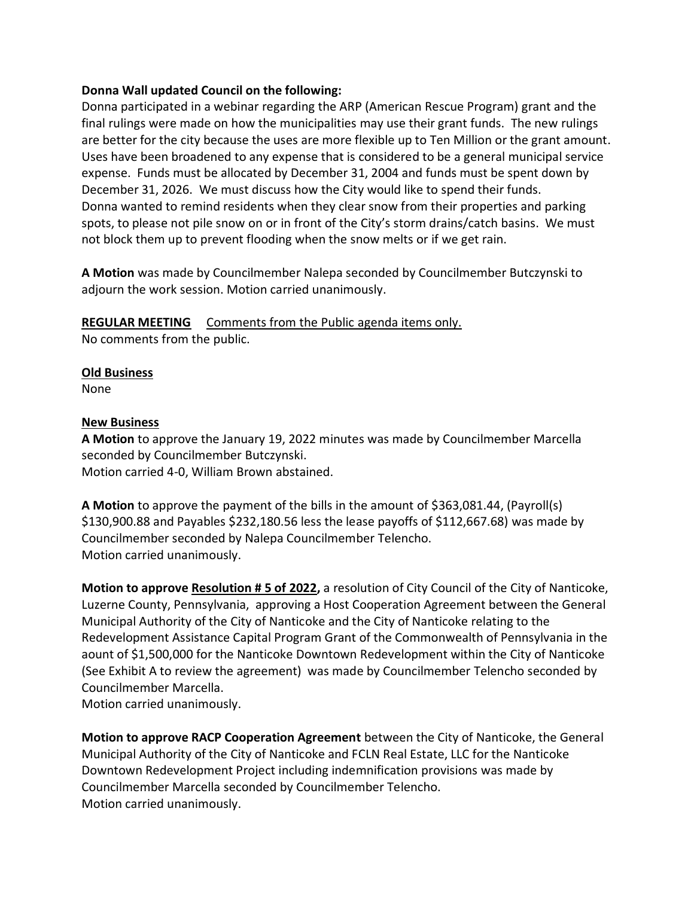**Donna Wall updated Council on the following:**

Donna participated in a webinar regarding the ARP (American Rescue Program) grant and the final rulings were made on how the municipalities may use their grant funds. The new rulings are better for the city because the uses are more flexible up to Ten Million or the grant amount. Uses have been broadened to any expense that is considered to be a general municipal service expense. Funds must be allocated by December 31, 2004 and funds must be spent down by December 31, 2026. We must discuss how the City would like to spend their funds.

Donna wanted to remind residents when they clear snow from their properties and parking spots, to please not pile snow on or in front of the City's storm drains/catch basins. We must not block them up to prevent flooding when the snow melts or if we get rain.

**A Motion** was made by Councilmember Nalepa seconded by Councilmember Butczynski to adjourn the work session. Motion carried unanimously.

**REGULAR MEETING** Comments from the Public agenda items only.

No comments from the public.

**Old Business**

None

**New Business**

**A Motion** to approve the January 19, 2022 minutes was made by Councilmember Marcella seconded by Councilmember Butczynski.

Motion carried 4-0, William Brown abstained.

**A Motion** to approve the payment of the bills in the amount of $363,081.44, (Payroll(s) $130,900.88 and Payables $232,180.56 less the lease payoffs of $112,667.68) was made by Councilmember seconded by Nalepa Councilmember Telencho.

Motion carried unanimously.

**Motion to approve Resolution # 5 of 2022,** a resolution of City Council of the City of Nanticoke, Luzerne County, Pennsylvania, approving a Host Cooperation Agreement between the General Municipal Authority of the City of Nanticoke and the City of Nanticoke relating to the Redevelopment Assistance Capital Program Grant of the Commonwealth of Pennsylvania in the aount of $1,500,000 for the Nanticoke Downtown Redevelopment within the City of Nanticoke (See Exhibit A to review the agreement) was made by Councilmember Telencho seconded by Councilmember Marcella.

Motion carried unanimously.

**Motion to approve RACP Cooperation Agreement** between the City of Nanticoke, the General Municipal Authority of the City of Nanticoke and FCLN Real Estate, LLC for the Nanticoke Downtown Redevelopment Project including indemnification provisions was made by Councilmember Marcella seconded by Councilmember Telencho.

Motion carried unanimously.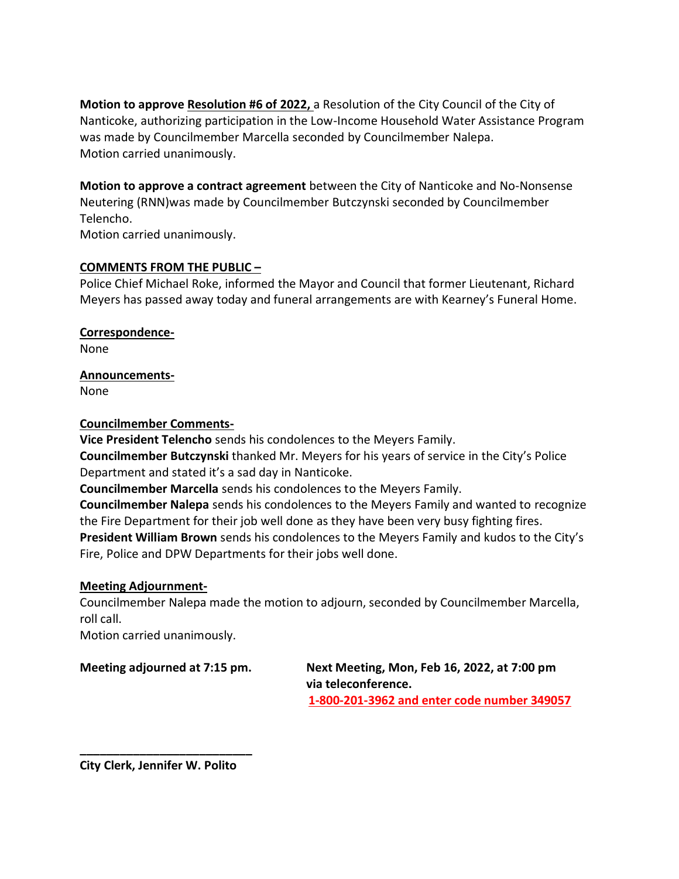**Motion to approve** **Resolution #6 of 2022,** a Resolution of the City Council of the City of Nanticoke, authorizing participation in the Low-Income Household Water Assistance Program was made by Councilmember Marcella seconded by Councilmember Nalepa.
Motion carried unanimously.

**Motion to approve a contract agreement** between the City of Nanticoke and No-Nonsense Neutering (RNN)was made by Councilmember Butczynski seconded by Councilmember Telencho.
Motion carried unanimously.

**COMMENTS FROM THE PUBLIC –**

Police Chief Michael Roke, informed the Mayor and Council that former Lieutenant, Richard Meyers has passed away today and funeral arrangements are with Kearney's Funeral Home.

**Correspondence-**

None

**Announcements-**

None

**Councilmember Comments-**

**Vice President Telencho** sends his condolences to the Meyers Family.
**Councilmember Butczynski** thanked Mr. Meyers for his years of service in the City's Police Department and stated it's a sad day in Nanticoke.
**Councilmember Marcella** sends his condolences to the Meyers Family.
**Councilmember Nalepa** sends his condolences to the Meyers Family and wanted to recognize the Fire Department for their job well done as they have been very busy fighting fires.
**President William Brown** sends his condolences to the Meyers Family and kudos to the City's Fire, Police and DPW Departments for their jobs well done.

**Meeting Adjournment-**

Councilmember Nalepa made the motion to adjourn, seconded by Councilmember Marcella, roll call.
Motion carried unanimously.

**Meeting adjourned at 7:15 pm.**

**Next Meeting, Mon, Feb 16, 2022, at 7:00 pm via teleconference.**
**1-800-201-3962 and enter code number 349057**

\_\_\_\_\_\_\_\_\_\_\_\_\_\_\_\_\_\_\_\_\_\_\_\_\_\_\_

**City Clerk, Jennifer W. Polito**